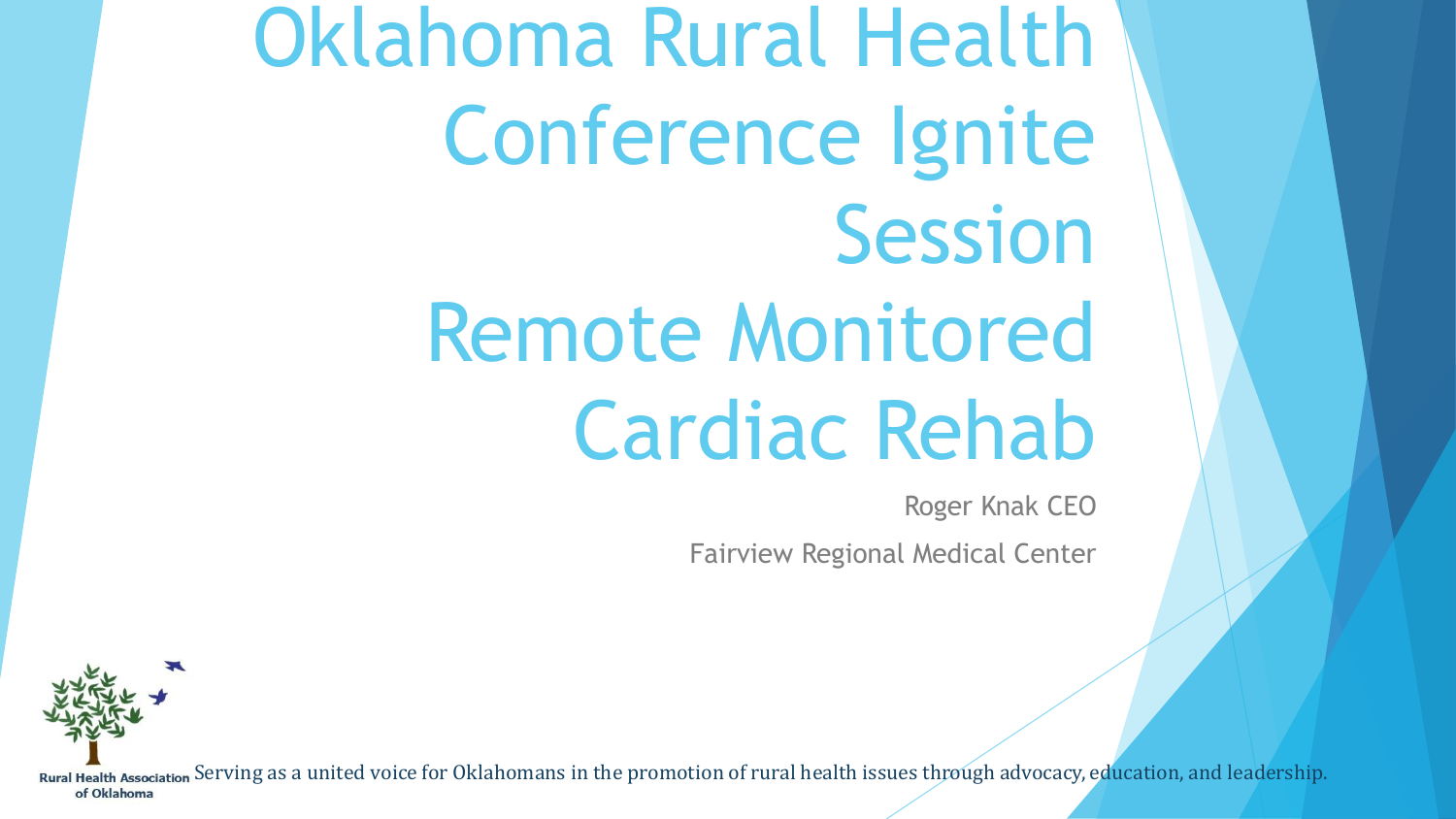# Oklahoma Rural Health Conference Ignite Session

# Remote Monitored Cardiac Rehab

Roger Knak CEO

Fairview Regional Medical Center

Rural Health Association of Oklahoma

Serving as a united voice for Oklahomans in the promotion of rural health issues through advocacy, education, and leadership.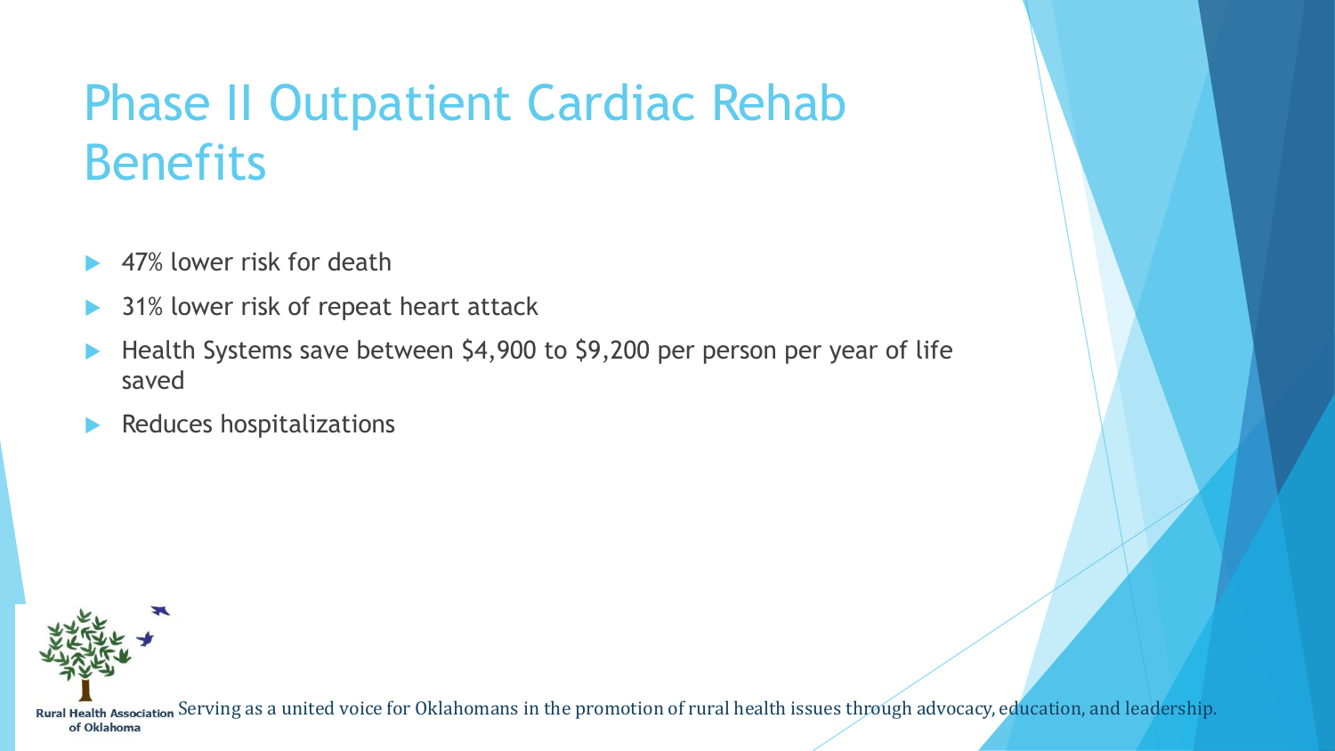# Phase II Outpatient Cardiac Rehab Benefits

- 47% lower risk for death
- 31% lower risk of repeat heart attack
- Health Systems save between $4,900 to $9,200 per person per year of life saved
- Reduces hospitalizations

Rural Health Association of Oklahoma Serving as a united voice for Oklahomans in the promotion of rural health issues through advocacy, education, and leadership.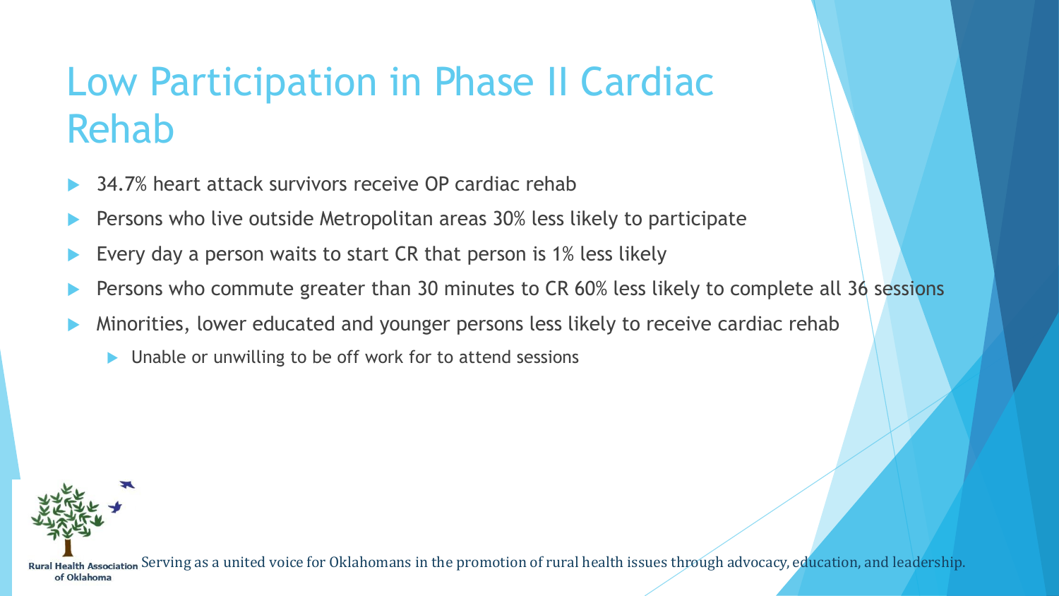# Low Participation in Phase II Cardiac Rehab

- 34.7% heart attack survivors receive OP cardiac rehab
- Persons who live outside Metropolitan areas 30% less likely to participate
- Every day a person waits to start CR that person is 1% less likely
- Persons who commute greater than 30 minutes to CR 60% less likely to complete all 36 sessions
- Minorities, lower educated and younger persons less likely to receive cardiac rehab
  - Unable or unwilling to be off work for to attend sessions

Rural Health Association of Oklahoma Serving as a united voice for Oklahomans in the promotion of rural health issues through advocacy, education, and leadership.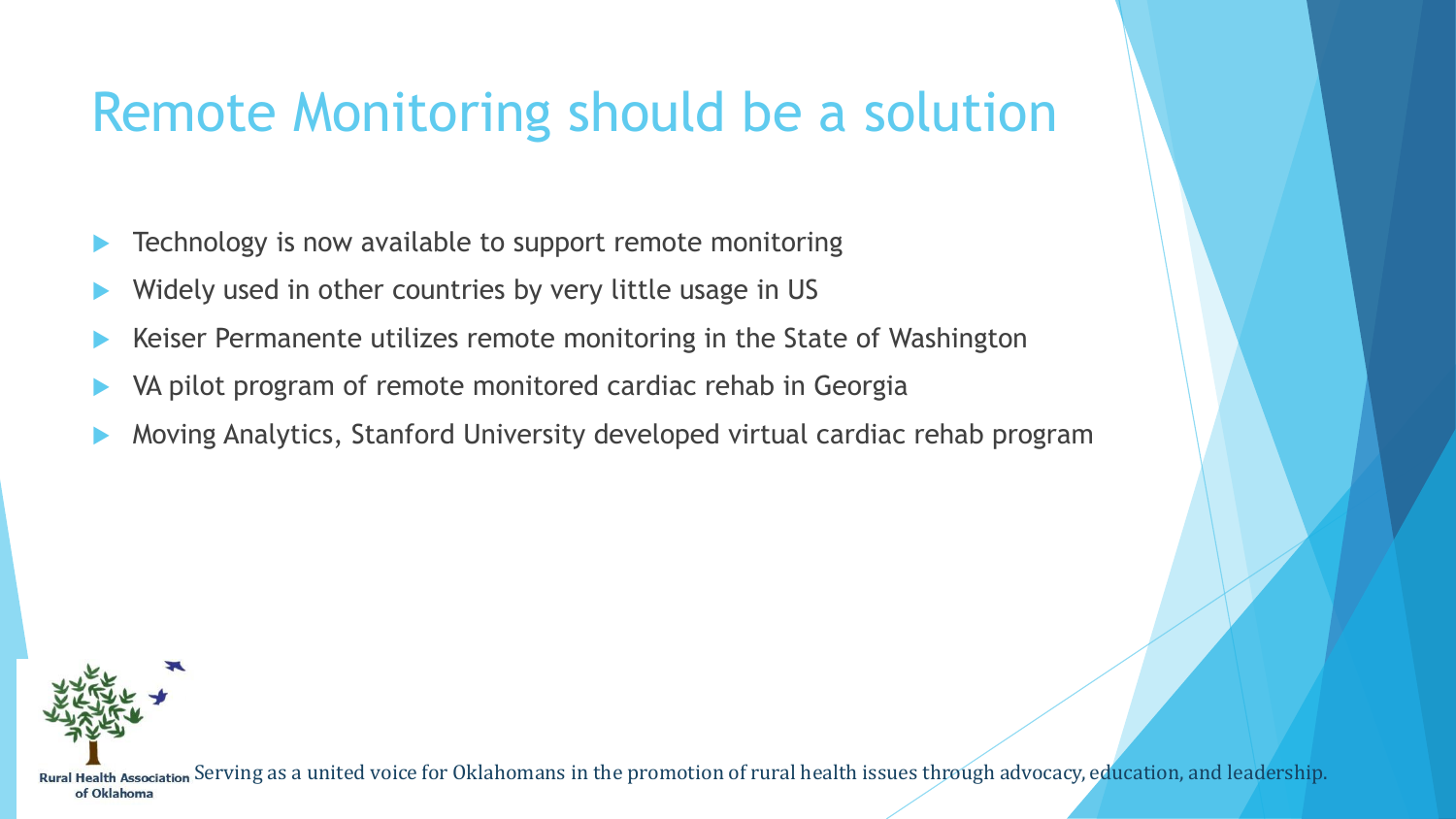# Remote Monitoring should be a solution

- Technology is now available to support remote monitoring
- Widely used in other countries by very little usage in US
- Keiser Permanente utilizes remote monitoring in the State of Washington
- VA pilot program of remote monitored cardiac rehab in Georgia
- Moving Analytics, Stanford University developed virtual cardiac rehab program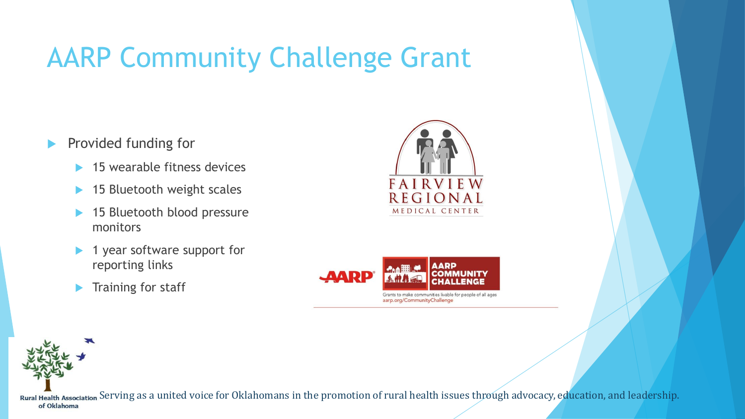# AARP Community Challenge Grant

- Provided funding for
  - 15 wearable fitness devices
  - 15 Bluetooth weight scales
  - 15 Bluetooth blood pressure monitors
  - 1 year software support for reporting links
  - Training for staff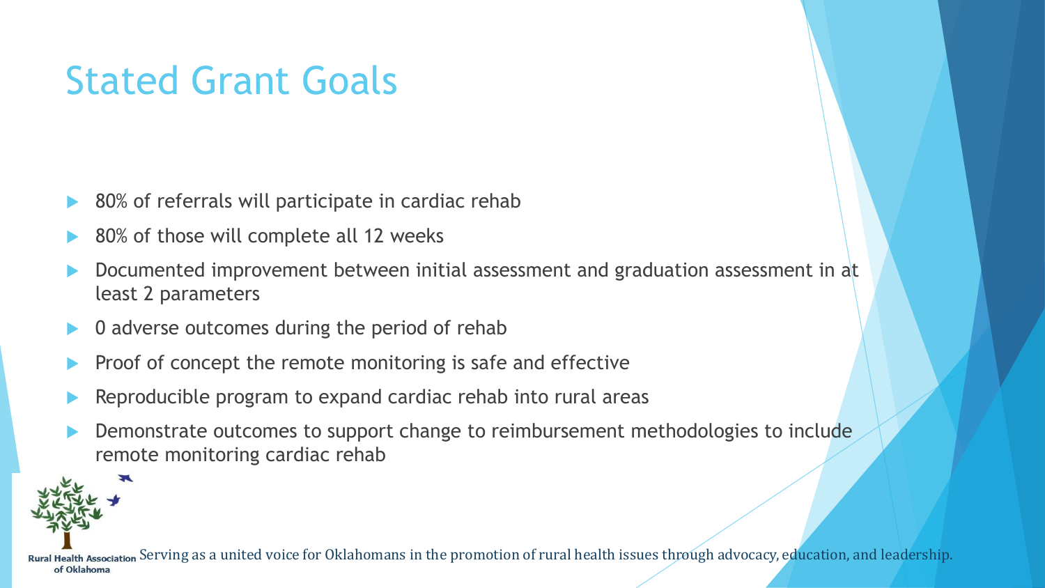# Stated Grant Goals

- 80% of referrals will participate in cardiac rehab
- 80% of those will complete all 12 weeks
- Documented improvement between initial assessment and graduation assessment in at least 2 parameters
- 0 adverse outcomes during the period of rehab
- Proof of concept the remote monitoring is safe and effective
- Reproducible program to expand cardiac rehab into rural areas
- Demonstrate outcomes to support change to reimbursement methodologies to include remote monitoring cardiac rehab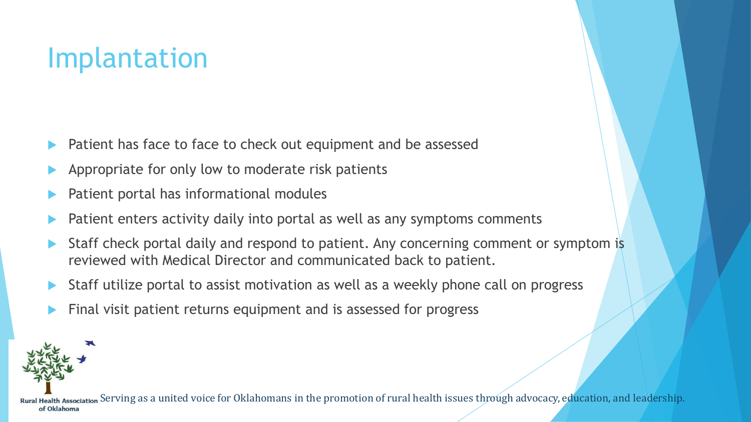# Implantation

- Patient has face to face to check out equipment and be assessed
- Appropriate for only low to moderate risk patients
- Patient portal has informational modules
- Patient enters activity daily into portal as well as any symptoms comments
- Staff check portal daily and respond to patient. Any concerning comment or symptom is reviewed with Medical Director and communicated back to patient.
- Staff utilize portal to assist motivation as well as a weekly phone call on progress
- Final visit patient returns equipment and is assessed for progress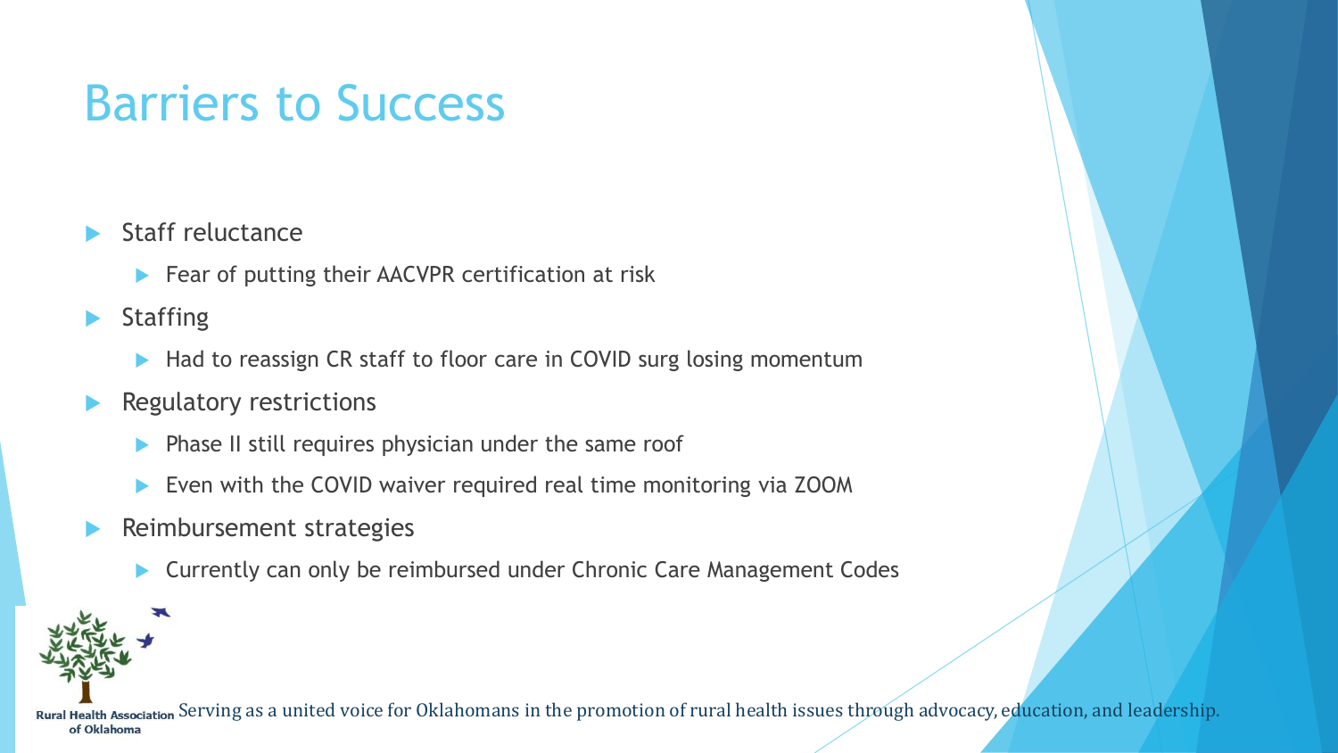# Barriers to Success

- Staff reluctance
  - Fear of putting their AACVPR certification at risk
- Staffing
  - Had to reassign CR staff to floor care in COVID surg losing momentum
- Regulatory restrictions
  - Phase II still requires physician under the same roof
  - Even with the COVID waiver required real time monitoring via ZOOM
- Reimbursement strategies
  - Currently can only be reimbursed under Chronic Care Management Codes

Rural Health Association of Oklahoma Serving as a united voice for Oklahomans in the promotion of rural health issues through advocacy, education, and leadership.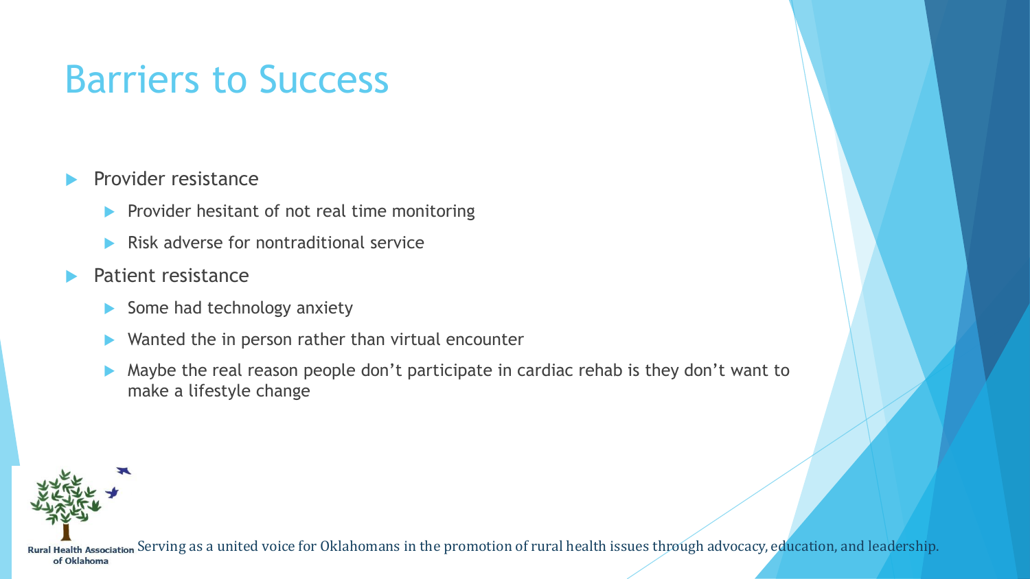# Barriers to Success

- Provider resistance
  - Provider hesitant of not real time monitoring
  - Risk adverse for nontraditional service
- Patient resistance
  - Some had technology anxiety
  - Wanted the in person rather than virtual encounter
  - Maybe the real reason people don't participate in cardiac rehab is they don't want to make a lifestyle change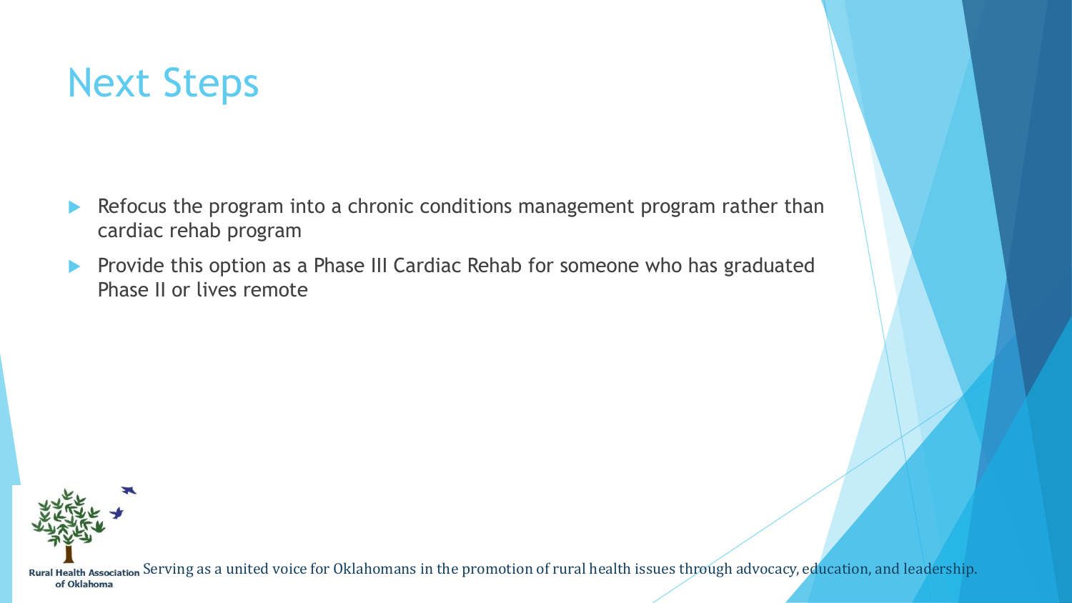# Next Steps

- Refocus the program into a chronic conditions management program rather than cardiac rehab program
- Provide this option as a Phase III Cardiac Rehab for someone who has graduated Phase II or lives remote

Rural Health Association of Oklahoma

Serving as a united voice for Oklahomans in the promotion of rural health issues through advocacy, education, and leadership.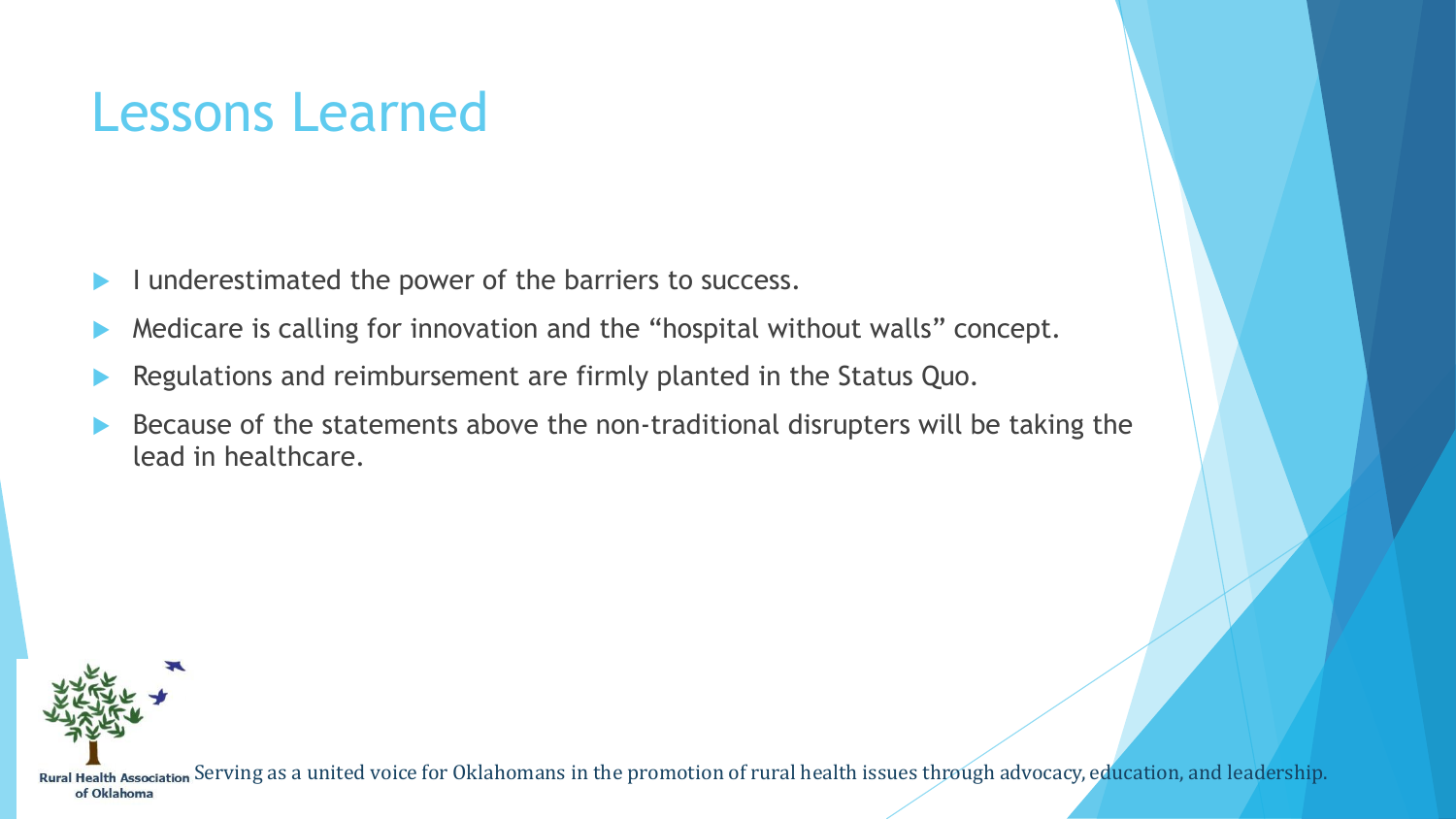# Lessons Learned

- I underestimated the power of the barriers to success.
- Medicare is calling for innovation and the "hospital without walls" concept.
- Regulations and reimbursement are firmly planted in the Status Quo.
- Because of the statements above the non-traditional disrupters will be taking the lead in healthcare.

Rural Health Association of Oklahoma

Serving as a united voice for Oklahomans in the promotion of rural health issues through advocacy, education, and leadership.